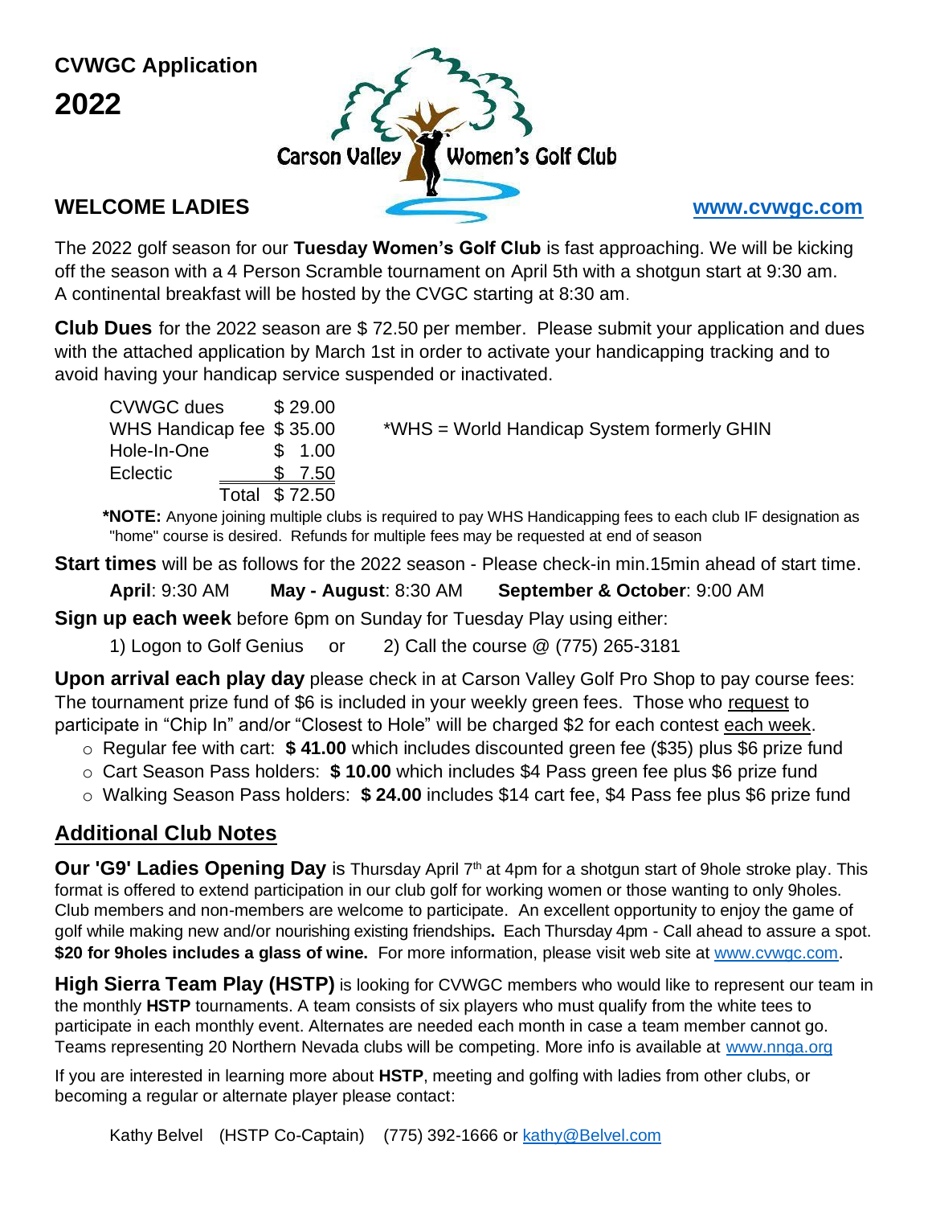# CVWGC Application 2022

Carson Valley Women's Golf Club

## WELCOME LADIES

www.cvwgc.com

The 2022 golf season for our **Tuesday Women's Golf Club** is fast approaching. We will be kicking off the season with a 4 Person Scramble tournament on April 5th with a shotgun start at 9:30 am. A continental breakfast will be hosted by the CVGC starting at 8:30 am.

**Club Dues** for the 2022 season are $ 72.50 per member. Please submit your application and dues with the attached application by March 1st in order to activate your handicapping tracking and to avoid having your handicap service suspended or inactivated.

| | |
|---|---|
| CVWGC dues | $ 29.00 |
| WHS Handicap fee | $ 35.00 |
| Hole-In-One | $ 1.00 |
| Eclectic | $ 7.50 |
| Total | $ 72.50 |

*WHS = World Handicap System formerly GHIN

***NOTE:** Anyone joining multiple clubs is required to pay WHS Handicapping fees to each club IF designation as "home" course is desired. Refunds for multiple fees may be requested at end of season

**Start times** will be as follows for the 2022 season - Please check-in min.15min ahead of start time.

**April**: 9:30 AM  **May - August**: 8:30 AM  **September & October**: 9:00 AM

**Sign up each week** before 6pm on Sunday for Tuesday Play using either:

1) Logon to Golf Genius or 2) Call the course @ (775) 265-3181

**Upon arrival each play day** please check in at Carson Valley Golf Pro Shop to pay course fees: The tournament prize fund of $6 is included in your weekly green fees. Those who request to participate in "Chip In" and/or "Closest to Hole" will be charged $2 for each contest each week.

- Regular fee with cart: **$ 41.00** which includes discounted green fee ($35) plus $6 prize fund
- Cart Season Pass holders: **$ 10.00** which includes $4 Pass green fee plus $6 prize fund
- Walking Season Pass holders: **$ 24.00** includes $14 cart fee, $4 Pass fee plus $6 prize fund

## Additional Club Notes

**Our 'G9' Ladies Opening Day** is Thursday April 7th at 4pm for a shotgun start of 9hole stroke play. This format is offered to extend participation in our club golf for working women or those wanting to only 9holes. Club members and non-members are welcome to participate. An excellent opportunity to enjoy the game of golf while making new and/or nourishing existing friendships**.** Each Thursday 4pm - Call ahead to assure a spot. **$20 for 9holes includes a glass of wine.** For more information, please visit web site at www.cvwgc.com.

**High Sierra Team Play (HSTP)** is looking for CVWGC members who would like to represent our team in the monthly **HSTP** tournaments. A team consists of six players who must qualify from the white tees to participate in each monthly event. Alternates are needed each month in case a team member cannot go. Teams representing 20 Northern Nevada clubs will be competing. More info is available at www.nnga.org

If you are interested in learning more about **HSTP**, meeting and golfing with ladies from other clubs, or becoming a regular or alternate player please contact:

Kathy Belvel (HSTP Co-Captain) (775) 392-1666 or kathy@Belvel.com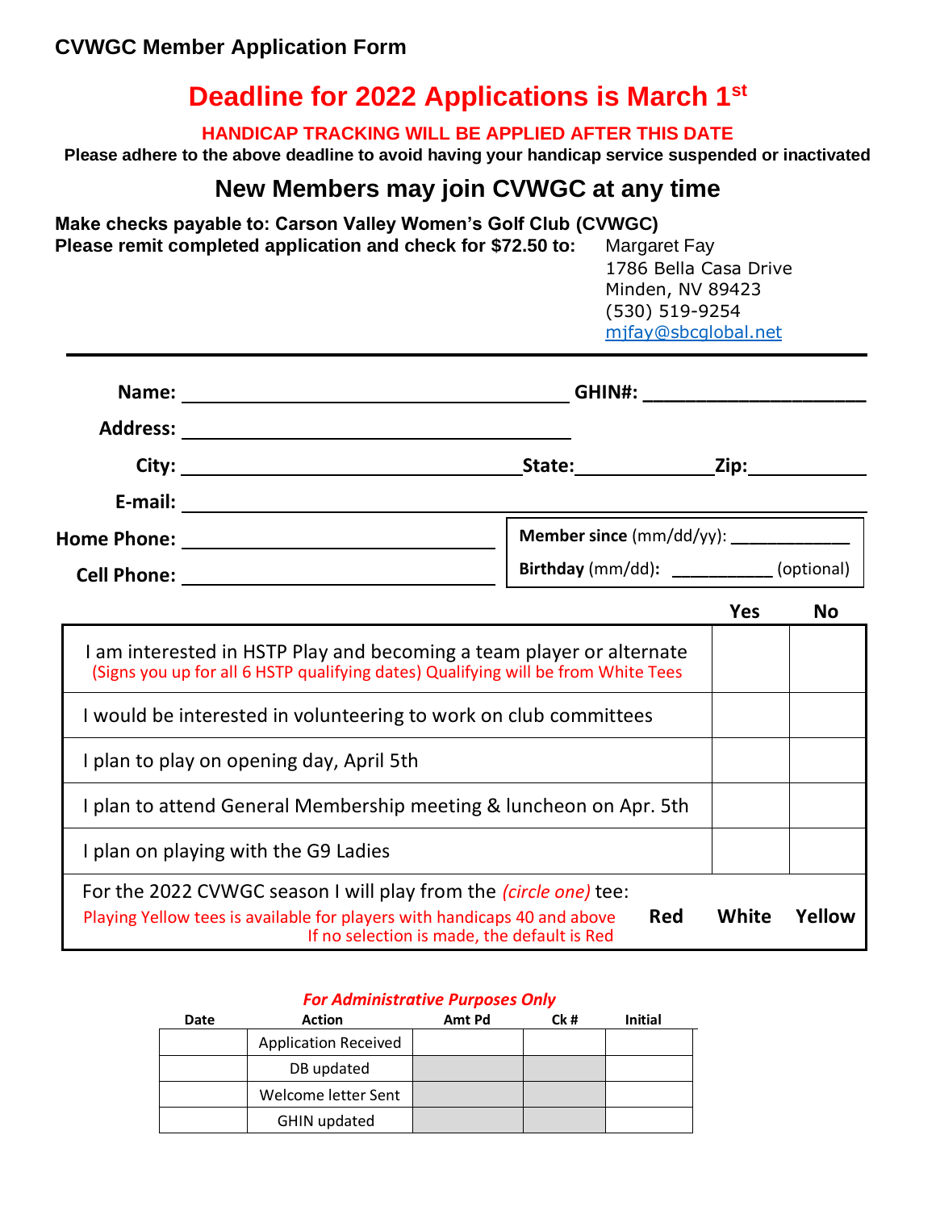**CVWGC Member Application Form**

# Deadline for 2022 Applications is March 1st

**HANDICAP TRACKING WILL BE APPLIED AFTER THIS DATE**

**Please adhere to the above deadline to avoid having your handicap service suspended or inactivated**

## New Members may join CVWGC at any time

**Make checks payable to: Carson Valley Women's Golf Club (CVWGC)**

**Please remit completed application and check for $72.50 to:** Margaret Fay
1786 Bella Casa Drive
Minden, NV 89423
(530) 519-9254
mjfay@sbcglobal.net

---

**Name:** ______________________________ **GHIN#:** ____________________

**Address:** ______________________________

**City:** ______________________________ **State:** ____________ **Zip:** ____________

**E-mail:** ______________________________________________

**Home Phone:** ______________________________ **Member since** (mm/dd/yy): ____________

**Cell Phone:** ______________________________ **Birthday** (mm/dd): __________ (optional)

| | Yes | No |
|---|---|---|
| I am interested in HSTP Play and becoming a team player or alternate<br>(Signs you up for all 6 HSTP qualifying dates) Qualifying will be from White Tees | | |
| I would be interested in volunteering to work on club committees | | |
| I plan to play on opening day, April 5th | | |
| I plan to attend General Membership meeting & luncheon on Apr. 5th | | |
| I plan on playing with the G9 Ladies | | |

For the 2022 CVWGC season I will play from the *(circle one)* tee: **Red** **White** **Yellow**

Playing Yellow tees is available for players with handicaps 40 and above
If no selection is made, the default is Red

***For Administrative Purposes Only***

| Date | Action | Amt Pd | Ck # | Initial |
|---|---|---|---|---|
| | Application Received | | | |
| | DB updated | | | |
| | Welcome letter Sent | | | |
| | GHIN updated | | | |